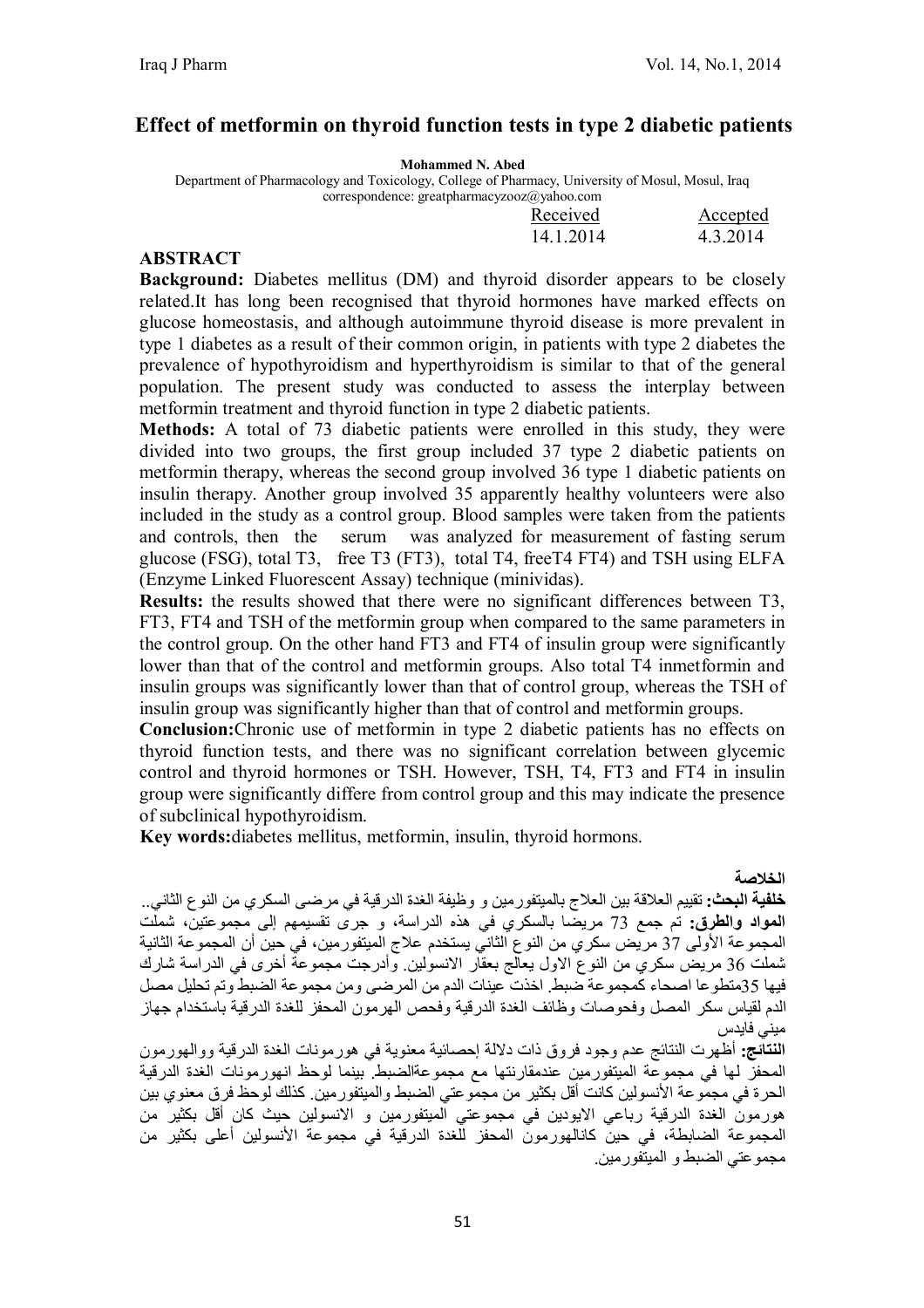# Effect of metformin on thyroid function tests in type 2 diabetic patients

**Mohammed N. Abed**

Department of Pharmacology and Toxicology, College of Pharmacy, University of Mosul, Mosul, Iraq
correspondence: greatpharmacyzooz@yahoo.com

| Received | Accepted |
|---|---|
| 14.1.2014 | 4.3.2014 |

## ABSTRACT

**Background:** Diabetes mellitus (DM) and thyroid disorder appears to be closely related.It has long been recognised that thyroid hormones have marked effects on glucose homeostasis, and although autoimmune thyroid disease is more prevalent in type 1 diabetes as a result of their common origin, in patients with type 2 diabetes the prevalence of hypothyroidism and hyperthyroidism is similar to that of the general population. The present study was conducted to assess the interplay between metformin treatment and thyroid function in type 2 diabetic patients.

**Methods:** A total of 73 diabetic patients were enrolled in this study, they were divided into two groups, the first group included 37 type 2 diabetic patients on metformin therapy, whereas the second group involved 36 type 1 diabetic patients on insulin therapy. Another group involved 35 apparently healthy volunteers were also included in the study as a control group. Blood samples were taken from the patients and controls, then the serum was analyzed for measurement of fasting serum glucose (FSG), total T3, free T3 (FT3), total T4, freeT4 FT4) and TSH using ELFA (Enzyme Linked Fluorescent Assay) technique (minividas).

**Results:** the results showed that there were no significant differences between T3, FT3, FT4 and TSH of the metformin group when compared to the same parameters in the control group. On the other hand FT3 and FT4 of insulin group were significantly lower than that of the control and metformin groups. Also total T4 inmetformin and insulin groups was significantly lower than that of control group, whereas the TSH of insulin group was significantly higher than that of control and metformin groups.

**Conclusion:**Chronic use of metformin in type 2 diabetic patients has no effects on thyroid function tests, and there was no significant correlation between glycemic control and thyroid hormones or TSH. However, TSH, T4, FT3 and FT4 in insulin group were significantly differe from control group and this may indicate the presence of subclinical hypothyroidism.

**Key words:**diabetes mellitus, metformin, insulin, thyroid hormons.

## الخلاصة

**خلفية البحث:** تقييم العلاقة بين العلاج بالميتفورمين و وظيفة الغدة الدرقية في مرضى السكري من النوع الثاني..

**المواد والطرق:** تم جمع 73 مريضا بالسكري في هذه الدراسة، و جرى تقسيمهم إلى مجموعتين، شملت المجموعة الأولى 37 مريض سكري من النوع الثاني يستخدم علاج الميتفورمين، في حين أن المجموعة الثانية شملت 36 مريض سكري من النوع الاول يعالج بعقار الانسولين. وأدرجت مجموعة أخرى في الدراسة شارك فيها 35متطوعا اصحاء كمجموعة ضبط. اخذت عينات الدم من المرضى ومن مجموعة الضبط وتم تحليل مصل الدم لقياس سكر المصل وفحوصات وظائف الغدة الدرقية وفحص الهرمون المحفز للغدة الدرقية باستخدام جهاز ميني فايدس

**النتائج:** أظهرت النتائج عدم وجود فروق ذات دلالة إحصائية معنوية في هورمونات الغدة الدرقية والهورمون المحفز لها في مجموعة الميتفورمين عندمقارنتها مع مجموعةالضبط. بينما لوحظ انهورمونات الغدة الدرقية الحرة في مجموعة الأنسولين كانت أقل بكثير من مجموعتي الضبط والميتفورمين. كذلك لوحظ فرق معنوي بين هورمون الغدة الدرقية رباعي الايودين في مجموعتي الميتفورمين و الانسولين حيث كان أقل بكثير من المجموعة الضابطة، في حين كانالهورمون المحفز للغدة الدرقية في مجموعة الأنسولين أعلى بكثير من مجموعتي الضبط و الميتفورمين.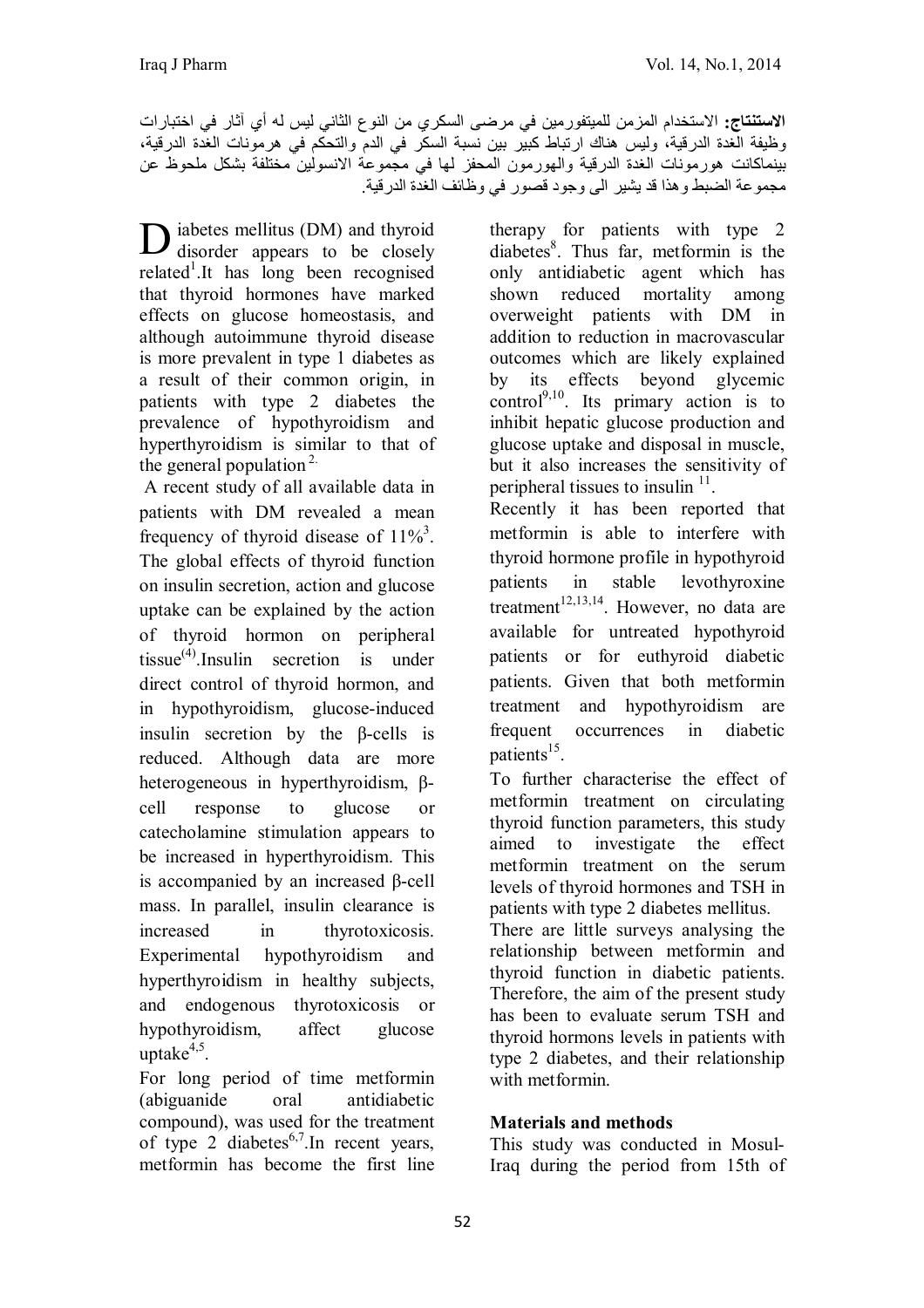**الاستنتاج:** الاستخدام المزمن للميتفورمين في مرضى السكري من النوع الثاني ليس له أي آثار في اختبارات وظيفة الغدة الدرقية، وليس هناك ارتباط كبير بين نسبة السكر في الدم والتحكم في هرمونات الغدة الدرقية، بينماكانت هورمونات الغدة الدرقية والهورمون المحفز لها في مجموعة الانسولين مختلفة بشكل ملحوظ عن مجموعة الضبط وهذا قد يشير الى وجود قصور في وظائف الغدة الدرقية.

Diabetes mellitus (DM) and thyroid disorder appears to be closely related[1].It has long been recognised that thyroid hormones have marked effects on glucose homeostasis, and although autoimmune thyroid disease is more prevalent in type 1 diabetes as a result of their common origin, in patients with type 2 diabetes the prevalence of hypothyroidism and hyperthyroidism is similar to that of the general population[2].

A recent study of all available data in patients with DM revealed a mean frequency of thyroid disease of 11%[3]. The global effects of thyroid function on insulin secretion, action and glucose uptake can be explained by the action of thyroid hormon on peripheral tissue[(4)].Insulin secretion is under direct control of thyroid hormon, and in hypothyroidism, glucose-induced insulin secretion by the β-cells is reduced. Although data are more heterogeneous in hyperthyroidism, β-cell response to glucose or catecholamine stimulation appears to be increased in hyperthyroidism. This is accompanied by an increased β-cell mass. In parallel, insulin clearance is increased in thyrotoxicosis. Experimental hypothyroidism and hyperthyroidism in healthy subjects, and endogenous thyrotoxicosis or hypothyroidism, affect glucose uptake[4,5].

For long period of time metformin (abiguanide oral antidiabetic compound), was used for the treatment of type 2 diabetes[6,7].In recent years, metformin has become the first line therapy for patients with type 2 diabetes[8]. Thus far, metformin is the only antidiabetic agent which has shown reduced mortality among overweight patients with DM in addition to reduction in macrovascular outcomes which are likely explained by its effects beyond glycemic control[9,10]. Its primary action is to inhibit hepatic glucose production and glucose uptake and disposal in muscle, but it also increases the sensitivity of peripheral tissues to insulin [11].

Recently it has been reported that metformin is able to interfere with thyroid hormone profile in hypothyroid patients in stable levothyroxine treatment[12,13,14]. However, no data are available for untreated hypothyroid patients or for euthyroid diabetic patients. Given that both metformin treatment and hypothyroidism are frequent occurrences in diabetic patients[15].

To further characterise the effect of metformin treatment on circulating thyroid function parameters, this study aimed to investigate the effect metformin treatment on the serum levels of thyroid hormones and TSH in patients with type 2 diabetes mellitus.

There are little surveys analysing the relationship between metformin and thyroid function in diabetic patients. Therefore, the aim of the present study has been to evaluate serum TSH and thyroid hormons levels in patients with type 2 diabetes, and their relationship with metformin.

## Materials and methods

This study was conducted in Mosul-Iraq during the period from 15th of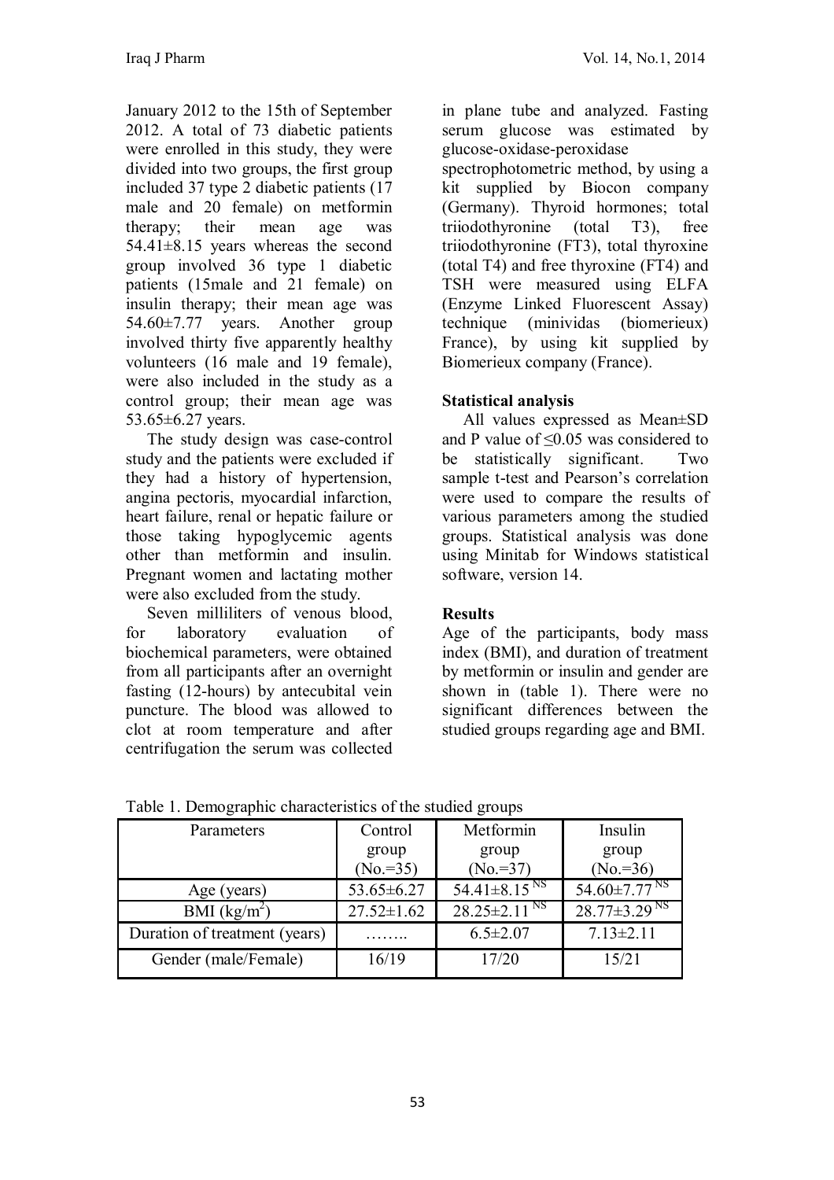January 2012 to the 15th of September 2012. A total of 73 diabetic patients were enrolled in this study, they were divided into two groups, the first group included 37 type 2 diabetic patients (17 male and 20 female) on metformin therapy; their mean age was 54.41±8.15 years whereas the second group involved 36 type 1 diabetic patients (15male and 21 female) on insulin therapy; their mean age was 54.60±7.77 years. Another group involved thirty five apparently healthy volunteers (16 male and 19 female), were also included in the study as a control group; their mean age was 53.65±6.27 years.

The study design was case-control study and the patients were excluded if they had a history of hypertension, angina pectoris, myocardial infarction, heart failure, renal or hepatic failure or those taking hypoglycemic agents other than metformin and insulin. Pregnant women and lactating mother were also excluded from the study.

Seven milliliters of venous blood, for laboratory evaluation of biochemical parameters, were obtained from all participants after an overnight fasting (12-hours) by antecubital vein puncture. The blood was allowed to clot at room temperature and after centrifugation the serum was collected in plane tube and analyzed. Fasting serum glucose was estimated by glucose-oxidase-peroxidase spectrophotometric method, by using a kit supplied by Biocon company (Germany). Thyroid hormones; total triiodothyronine (total T3), free triiodothyronine (FT3), total thyroxine (total T4) and free thyroxine (FT4) and TSH were measured using ELFA (Enzyme Linked Fluorescent Assay) technique (minividas (biomerieux) France), by using kit supplied by Biomerieux company (France).

**Statistical analysis**

All values expressed as Mean±SD and P value of ≤0.05 was considered to be statistically significant. Two sample t-test and Pearson's correlation were used to compare the results of various parameters among the studied groups. Statistical analysis was done using Minitab for Windows statistical software, version 14.

**Results**

Age of the participants, body mass index (BMI), and duration of treatment by metformin or insulin and gender are shown in (table 1). There were no significant differences between the studied groups regarding age and BMI.

Table 1. Demographic characteristics of the studied groups

| Parameters | Control group (No.=35) | Metformin group (No.=37) | Insulin group (No.=36) |
|---|---|---|---|
| Age (years) | 53.65±6.27 | 54.41±8.15 $^{NS}$ | 54.60±7.77 $^{NS}$ |
| BMI ($kg/m^2$) | 27.52±1.62 | 28.25±2.11 $^{NS}$ | 28.77±3.29 $^{NS}$ |
| Duration of treatment (years) | …….. | 6.5±2.07 | 7.13±2.11 |
| Gender (male/Female) | 16/19 | 17/20 | 15/21 |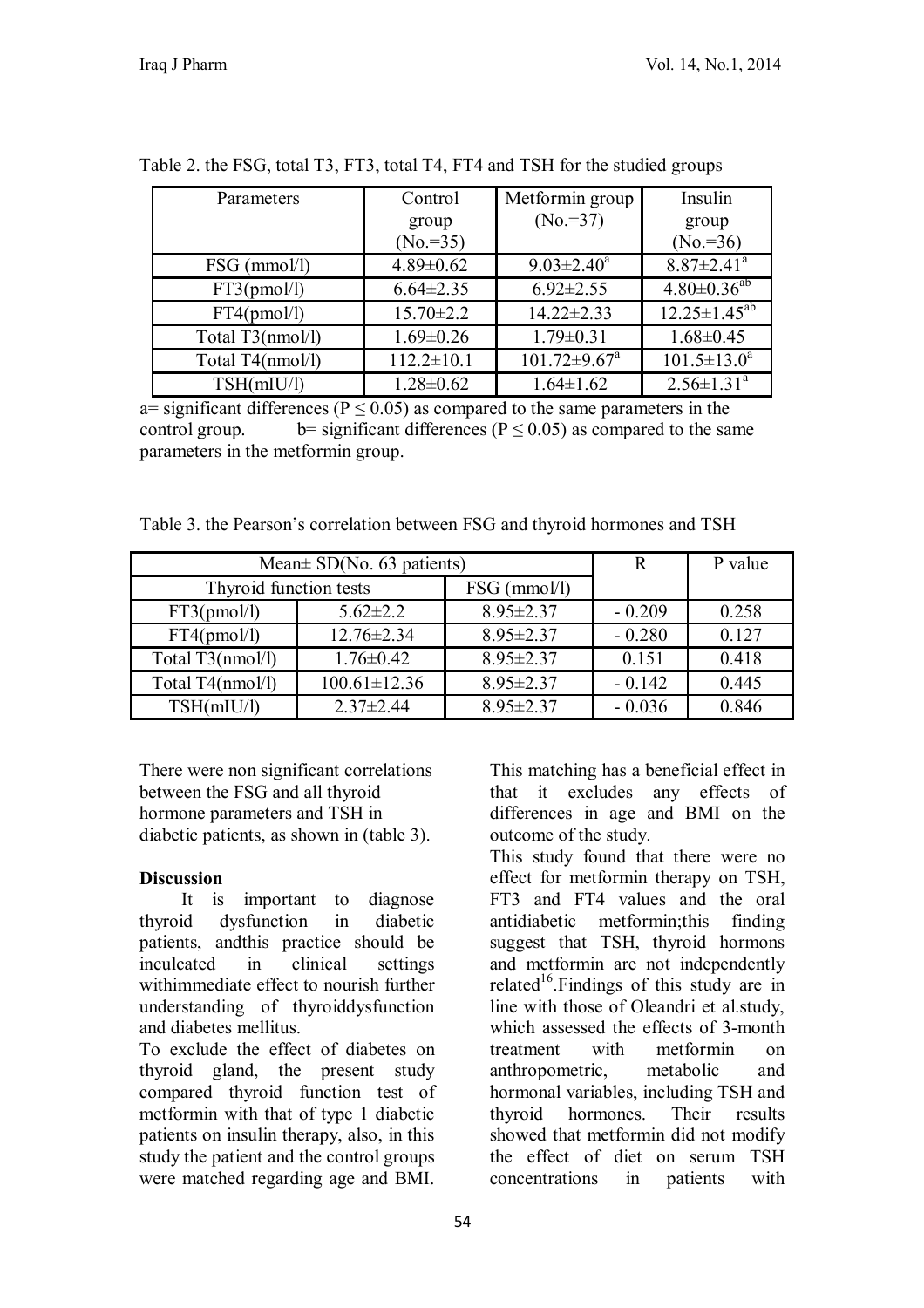Table 2. the FSG, total T3, FT3, total T4, FT4 and TSH for the studied groups

| Parameters | Control group (No.=35) | Metformin group (No.=37) | Insulin group (No.=36) |
|---|---|---|---|
| FSG (mmol/l) | 4.89±0.62 | 9.03±2.40[a] | 8.87±2.41[a] |
| FT3(pmol/l) | 6.64±2.35 | 6.92±2.55 | 4.80±0.36[ab] |
| FT4(pmol/l) | 15.70±2.2 | 14.22±2.33 | 12.25±1.45[ab] |
| Total T3(nmol/l) | 1.69±0.26 | 1.79±0.31 | 1.68±0.45 |
| Total T4(nmol/l) | 112.2±10.1 | 101.72±9.67[a] | 101.5±13.0[a] |
| TSH(mIU/l) | 1.28±0.62 | 1.64±1.62 | 2.56±1.31[a] |

a= significant differences ($P \leq 0.05$) as compared to the same parameters in the control group. b= significant differences ($P \leq 0.05$) as compared to the same parameters in the metformin group.

Table 3. the Pearson's correlation between FSG and thyroid hormones and TSH

| Mean± SD(No. 63 patients) | | | R | P value |
|---|---|---|---|---|
| Thyroid function tests | | FSG (mmol/l) | | |
| FT3(pmol/l) | 5.62±2.2 | 8.95±2.37 | - 0.209 | 0.258 |
| FT4(pmol/l) | 12.76±2.34 | 8.95±2.37 | - 0.280 | 0.127 |
| Total T3(nmol/l) | 1.76±0.42 | 8.95±2.37 | 0.151 | 0.418 |
| Total T4(nmol/l) | 100.61±12.36 | 8.95±2.37 | - 0.142 | 0.445 |
| TSH(mIU/l) | 2.37±2.44 | 8.95±2.37 | - 0.036 | 0.846 |

There were non significant correlations between the FSG and all thyroid hormone parameters and TSH in diabetic patients, as shown in (table 3).

**Discussion**

It is important to diagnose thyroid dysfunction in diabetic patients, andthis practice should be inculcated in clinical settings withimmediate effect to nourish further understanding of thyroiddysfunction and diabetes mellitus.

To exclude the effect of diabetes on thyroid gland, the present study compared thyroid function test of metformin with that of type 1 diabetic patients on insulin therapy, also, in this study the patient and the control groups were matched regarding age and BMI. This matching has a beneficial effect in that it excludes any effects of differences in age and BMI on the outcome of the study.

This study found that there were no effect for metformin therapy on TSH, FT3 and FT4 values and the oral antidiabetic metformin;this finding suggest that TSH, thyroid hormons and metformin are not independently related[16].Findings of this study are in line with those of Oleandri et al.study, which assessed the effects of 3-month treatment with metformin on anthropometric, metabolic and hormonal variables, including TSH and thyroid hormones. Their results showed that metformin did not modify the effect of diet on serum TSH concentrations in patients with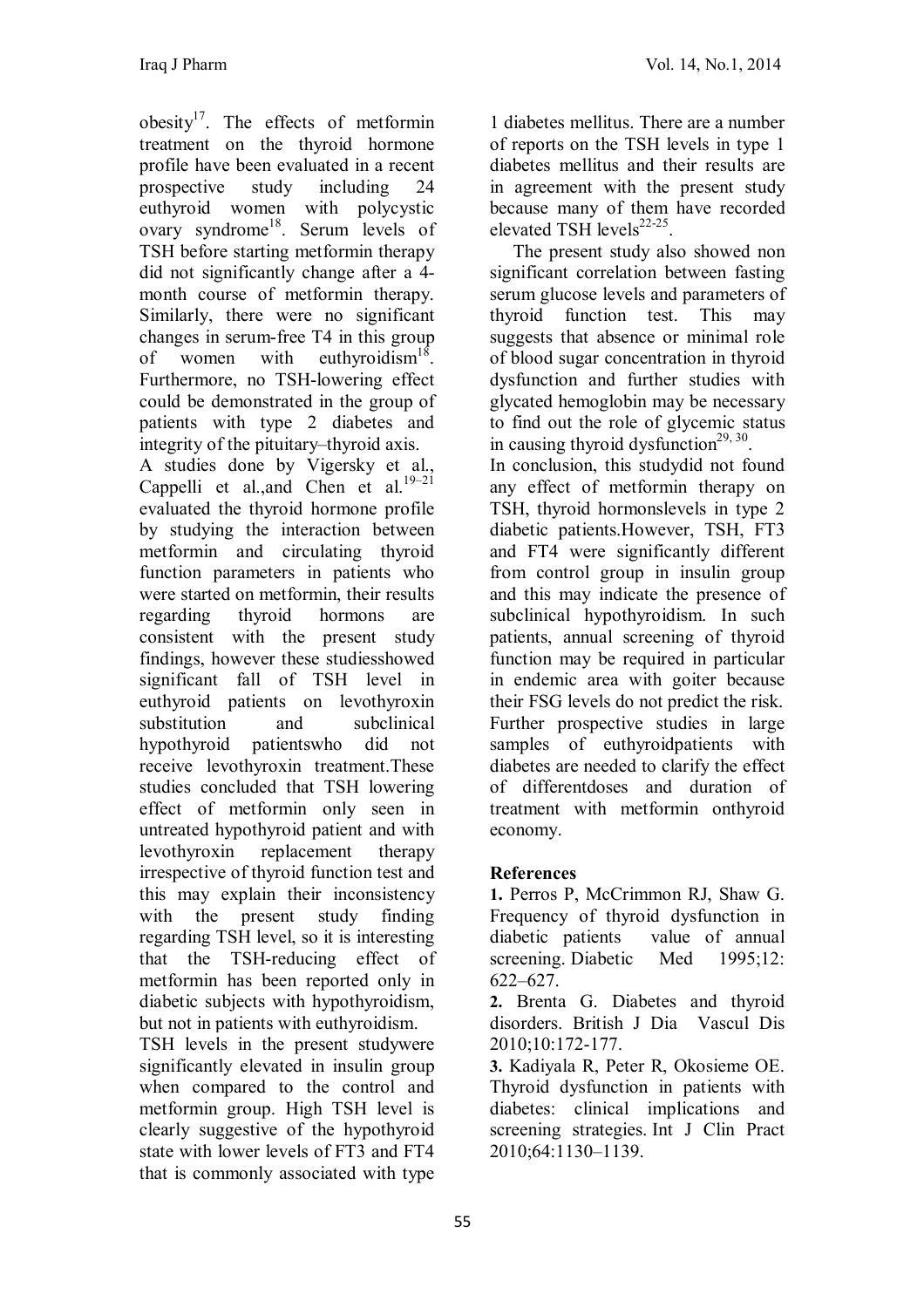obesity[17]. The effects of metformin treatment on the thyroid hormone profile have been evaluated in a recent prospective study including 24 euthyroid women with polycystic ovary syndrome[18]. Serum levels of TSH before starting metformin therapy did not significantly change after a 4-month course of metformin therapy. Similarly, there were no significant changes in serum-free T4 in this group of women with euthyroidism[18]. Furthermore, no TSH-lowering effect could be demonstrated in the group of patients with type 2 diabetes and integrity of the pituitary–thyroid axis.

A studies done by Vigersky et al., Cappelli et al.,and Chen et al.[19–21] evaluated the thyroid hormone profile by studying the interaction between metformin and circulating thyroid function parameters in patients who were started on metformin, their results regarding thyroid hormons are consistent with the present study findings, however these studiesshowed significant fall of TSH level in euthyroid patients on levothyroxin substitution and subclinical hypothyroid patientswho did not receive levothyroxin treatment.These studies concluded that TSH lowering effect of metformin only seen in untreated hypothyroid patient and with levothyroxin replacement therapy irrespective of thyroid function test and this may explain their inconsistency with the present study finding regarding TSH level, so it is interesting that the TSH-reducing effect of metformin has been reported only in diabetic subjects with hypothyroidism, but not in patients with euthyroidism.

TSH levels in the present studywere significantly elevated in insulin group when compared to the control and metformin group. High TSH level is clearly suggestive of the hypothyroid state with lower levels of FT3 and FT4 that is commonly associated with type 1 diabetes mellitus. There are a number of reports on the TSH levels in type 1 diabetes mellitus and their results are in agreement with the present study because many of them have recorded elevated TSH levels[22-25].

The present study also showed non significant correlation between fasting serum glucose levels and parameters of thyroid function test. This may suggests that absence or minimal role of blood sugar concentration in thyroid dysfunction and further studies with glycated hemoglobin may be necessary to find out the role of glycemic status in causing thyroid dysfunction[29, 30].

In conclusion, this studydid not found any effect of metformin therapy on TSH, thyroid hormonslevels in type 2 diabetic patients.However, TSH, FT3 and FT4 were significantly different from control group in insulin group and this may indicate the presence of subclinical hypothyroidism. In such patients, annual screening of thyroid function may be required in particular in endemic area with goiter because their FSG levels do not predict the risk. Further prospective studies in large samples of euthyroidpatients with diabetes are needed to clarify the effect of differentdoses and duration of treatment with metformin onthyroid economy.

## References

**1.** Perros P, McCrimmon RJ, Shaw G. Frequency of thyroid dysfunction in diabetic patients value of annual screening. Diabetic Med 1995;12: 622–627.

**2.** Brenta G. Diabetes and thyroid disorders. British J Dia Vascul Dis 2010;10:172-177.

**3.** Kadiyala R, Peter R, Okosieme OE. Thyroid dysfunction in patients with diabetes: clinical implications and screening strategies. Int J Clin Pract 2010;64:1130–1139.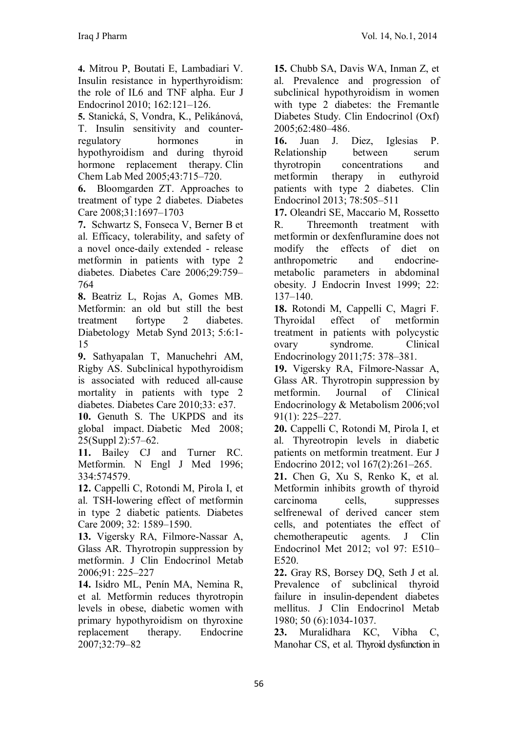**4.** Mitrou P, Boutati E, Lambadiari V. Insulin resistance in hyperthyroidism: the role of IL6 and TNF alpha. Eur J Endocrinol 2010; 162:121–126.

**5.** Stanická, S, Vondra, K., Pelikánová, T. Insulin sensitivity and counter-regulatory hormones in hypothyroidism and during thyroid hormone replacement therapy. Clin Chem Lab Med 2005;43:715–720.

**6.** Bloomgarden ZT. Approaches to treatment of type 2 diabetes. Diabetes Care 2008;31:1697–1703

**7.** Schwartz S, Fonseca V, Berner B et al. Efficacy, tolerability, and safety of a novel once-daily extended - release metformin in patients with type 2 diabetes. Diabetes Care 2006;29:759–764

**8.** Beatriz L, Rojas A, Gomes MB. Metformin: an old but still the best treatment fortype 2 diabetes. Diabetology Metab Synd 2013; 5:6:1-15

**9.** Sathyapalan T, Manuchehri AM, Rigby AS. Subclinical hypothyroidism is associated with reduced all-cause mortality in patients with type 2 diabetes. Diabetes Care 2010;33: e37.

**10.** Genuth S. The UKPDS and its global impact. Diabetic Med 2008; 25(Suppl 2):57–62.

**11.** Bailey CJ and Turner RC. Metformin. N Engl J Med 1996; 334:574579.

**12.** Cappelli C, Rotondi M, Pirola I, et al. TSH-lowering effect of metformin in type 2 diabetic patients. Diabetes Care 2009; 32: 1589–1590.

**13.** Vigersky RA, Filmore-Nassar A, Glass AR. Thyrotropin suppression by metformin. J Clin Endocrinol Metab 2006;91: 225–227

**14.** Isidro ML, Penín MA, Nemina R, et al. Metformin reduces thyrotropin levels in obese, diabetic women with primary hypothyroidism on thyroxine replacement therapy. Endocrine 2007;32:79–82

**15.** Chubb SA, Davis WA, Inman Z, et al. Prevalence and progression of subclinical hypothyroidism in women with type 2 diabetes: the Fremantle Diabetes Study. Clin Endocrinol (Oxf) 2005;62:480–486.

**16.** Juan J. Diez, Iglesias P. Relationship between serum thyrotropin concentrations and metformin therapy in euthyroid patients with type 2 diabetes. Clin Endocrinol 2013; 78:505–511

**17.** Oleandri SE, Maccario M, Rossetto R. Threemonth treatment with metformin or dexfenfluramine does not modify the effects of diet on anthropometric and endocrine-metabolic parameters in abdominal obesity. J Endocrin Invest 1999; 22: 137–140.

**18.** Rotondi M, Cappelli C, Magri F. Thyroidal effect of metformin treatment in patients with polycystic ovary syndrome. Clinical Endocrinology 2011;75: 378–381.

**19.** Vigersky RA, Filmore-Nassar A, Glass AR. Thyrotropin suppression by metformin. Journal of Clinical Endocrinology & Metabolism 2006;vol 91(1): 225–227.

**20.** Cappelli C, Rotondi M, Pirola I, et al. Thyreotropin levels in diabetic patients on metformin treatment. Eur J Endocrino 2012; vol 167(2):261–265.

**21.** Chen G, Xu S, Renko K, et al. Metformin inhibits growth of thyroid carcinoma cells, suppresses selfrenewal of derived cancer stem cells, and potentiates the effect of chemotherapeutic agents. J Clin Endocrinol Met 2012; vol 97: E510–E520.

**22.** Gray RS, Borsey DQ, Seth J et al. Prevalence of subclinical thyroid failure in insulin-dependent diabetes mellitus. J Clin Endocrinol Metab 1980; 50 (6):1034-1037.

**23.** Muralidhara KC, Vibha C, Manohar CS, et al. Thyroid dysfunction in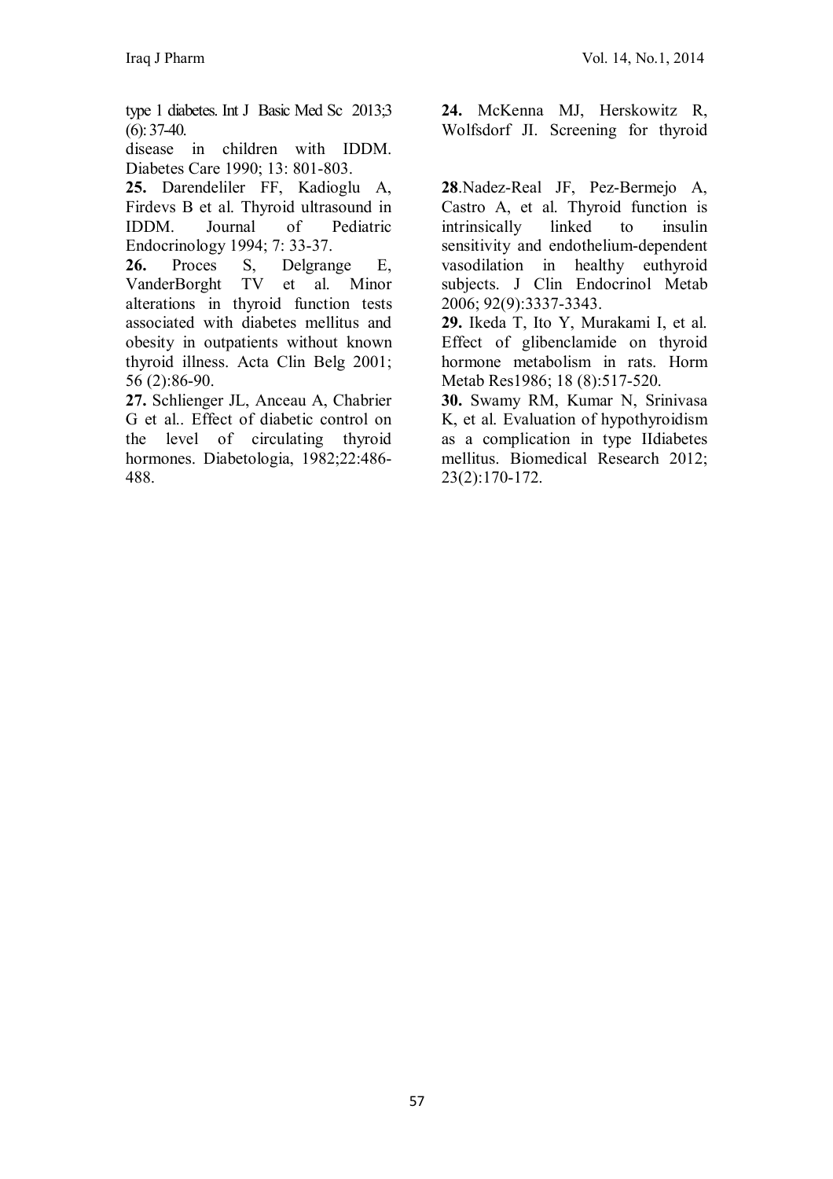type 1 diabetes. Int J Basic Med Sc 2013;3 (6): 37-40.

**24.** McKenna MJ, Herskowitz R, Wolfsdorf JI. Screening for thyroid disease in children with IDDM. Diabetes Care 1990; 13: 801-803.

**25.** Darendeliler FF, Kadioglu A, Firdevs B et al. Thyroid ultrasound in IDDM. Journal of Pediatric Endocrinology 1994; 7: 33-37.

**26.** Proces S, Delgrange E, VanderBorght TV et al. Minor alterations in thyroid function tests associated with diabetes mellitus and obesity in outpatients without known thyroid illness. Acta Clin Belg 2001; 56 (2):86-90.

**27.** Schlienger JL, Anceau A, Chabrier G et al.. Effect of diabetic control on the level of circulating thyroid hormones. Diabetologia, 1982;22:486-488.

**28**.Nadez-Real JF, Pez-Bermejo A, Castro A, et al. Thyroid function is intrinsically linked to insulin sensitivity and endothelium-dependent vasodilation in healthy euthyroid subjects. J Clin Endocrinol Metab 2006; 92(9):3337-3343.

**29.** Ikeda T, Ito Y, Murakami I, et al. Effect of glibenclamide on thyroid hormone metabolism in rats. Horm Metab Res1986; 18 (8):517-520.

**30.** Swamy RM, Kumar N, Srinivasa K, et al. Evaluation of hypothyroidism as a complication in type IIdiabetes mellitus. Biomedical Research 2012; 23(2):170-172.